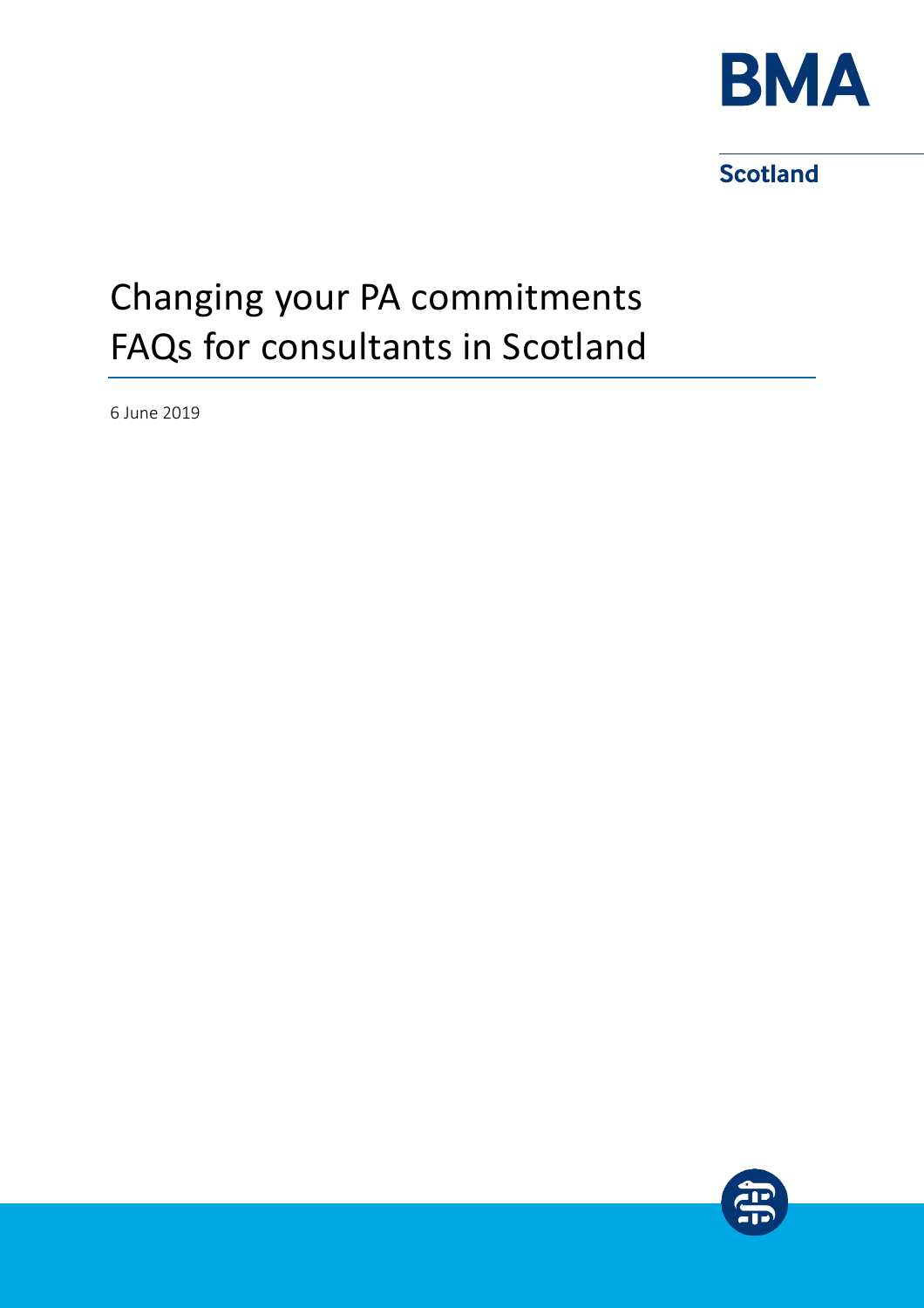BMA

Scotland

# Changing your PA commitments FAQs for consultants in Scotland

6 June 2019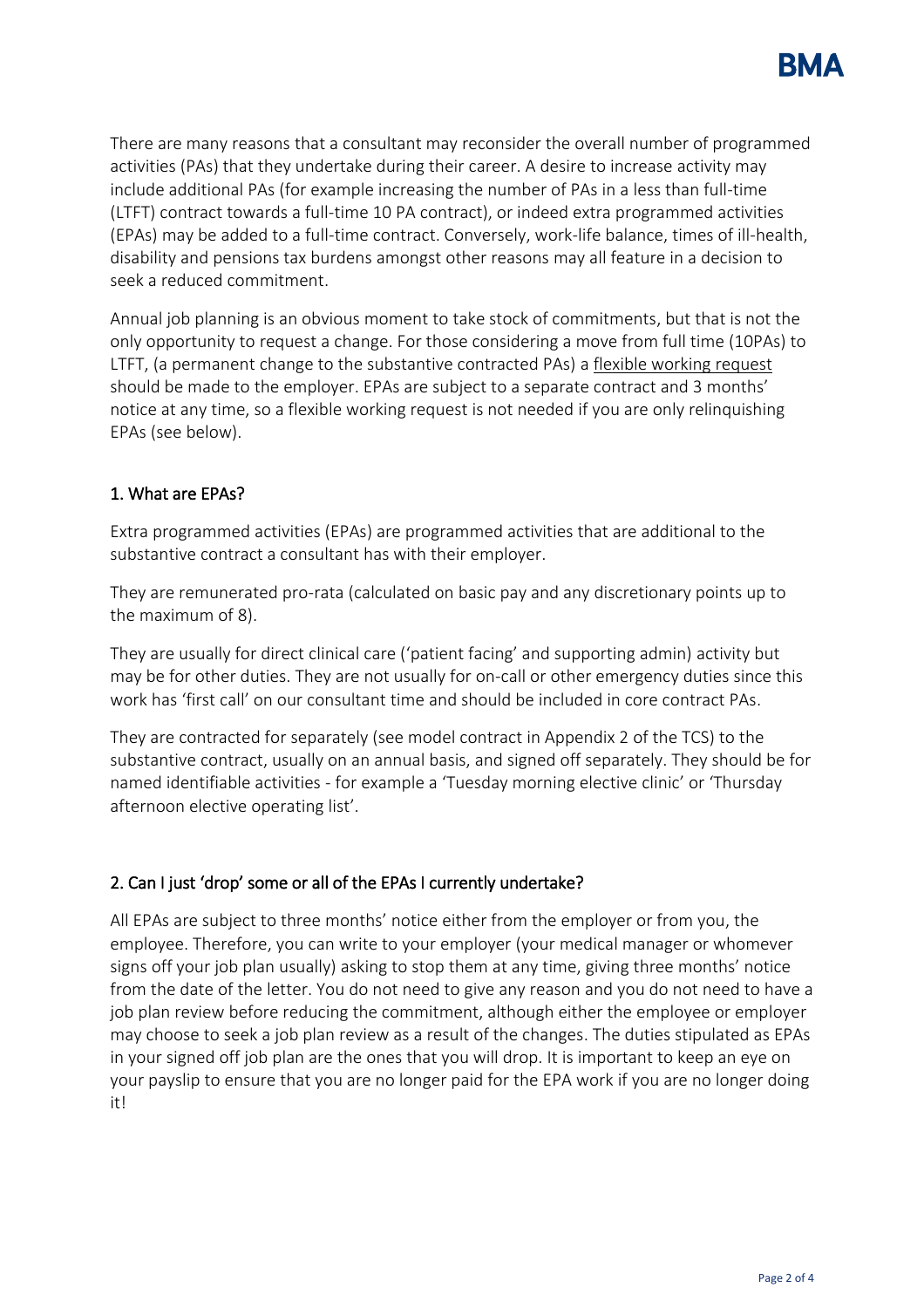There are many reasons that a consultant may reconsider the overall number of programmed activities (PAs) that they undertake during their career. A desire to increase activity may include additional PAs (for example increasing the number of PAs in a less than full-time (LTFT) contract towards a full-time 10 PA contract), or indeed extra programmed activities (EPAs) may be added to a full-time contract. Conversely, work-life balance, times of ill-health, disability and pensions tax burdens amongst other reasons may all feature in a decision to seek a reduced commitment.

Annual job planning is an obvious moment to take stock of commitments, but that is not the only opportunity to request a change. For those considering a move from full time (10PAs) to LTFT, (a permanent change to the substantive contracted PAs) a flexible working request should be made to the employer. EPAs are subject to a separate contract and 3 months' notice at any time, so a flexible working request is not needed if you are only relinquishing EPAs (see below).

## 1. What are EPAs?

Extra programmed activities (EPAs) are programmed activities that are additional to the substantive contract a consultant has with their employer.

They are remunerated pro-rata (calculated on basic pay and any discretionary points up to the maximum of 8).

They are usually for direct clinical care ('patient facing' and supporting admin) activity but may be for other duties. They are not usually for on-call or other emergency duties since this work has 'first call' on our consultant time and should be included in core contract PAs.

They are contracted for separately (see model contract in Appendix 2 of the TCS) to the substantive contract, usually on an annual basis, and signed off separately. They should be for named identifiable activities - for example a 'Tuesday morning elective clinic' or 'Thursday afternoon elective operating list'.

## 2. Can I just 'drop' some or all of the EPAs I currently undertake?

All EPAs are subject to three months' notice either from the employer or from you, the employee. Therefore, you can write to your employer (your medical manager or whomever signs off your job plan usually) asking to stop them at any time, giving three months' notice from the date of the letter. You do not need to give any reason and you do not need to have a job plan review before reducing the commitment, although either the employee or employer may choose to seek a job plan review as a result of the changes. The duties stipulated as EPAs in your signed off job plan are the ones that you will drop. It is important to keep an eye on your payslip to ensure that you are no longer paid for the EPA work if you are no longer doing it!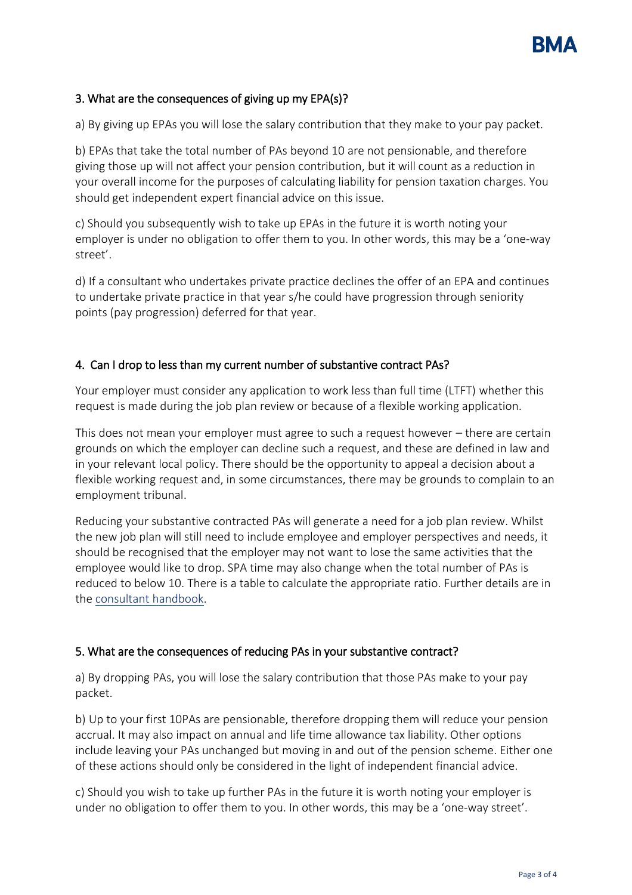### 3. What are the consequences of giving up my EPA(s)?

a) By giving up EPAs you will lose the salary contribution that they make to your pay packet.

b) EPAs that take the total number of PAs beyond 10 are not pensionable, and therefore giving those up will not affect your pension contribution, but it will count as a reduction in your overall income for the purposes of calculating liability for pension taxation charges. You should get independent expert financial advice on this issue.

c) Should you subsequently wish to take up EPAs in the future it is worth noting your employer is under no obligation to offer them to you. In other words, this may be a 'one-way street'.

d) If a consultant who undertakes private practice declines the offer of an EPA and continues to undertake private practice in that year s/he could have progression through seniority points (pay progression) deferred for that year.

### 4. Can I drop to less than my current number of substantive contract PAs?

Your employer must consider any application to work less than full time (LTFT) whether this request is made during the job plan review or because of a flexible working application.

This does not mean your employer must agree to such a request however – there are certain grounds on which the employer can decline such a request, and these are defined in law and in your relevant local policy. There should be the opportunity to appeal a decision about a flexible working request and, in some circumstances, there may be grounds to complain to an employment tribunal.

Reducing your substantive contracted PAs will generate a need for a job plan review. Whilst the new job plan will still need to include employee and employer perspectives and needs, it should be recognised that the employer may not want to lose the same activities that the employee would like to drop. SPA time may also change when the total number of PAs is reduced to below 10. There is a table to calculate the appropriate ratio. Further details are in the consultant handbook.

### 5. What are the consequences of reducing PAs in your substantive contract?

a) By dropping PAs, you will lose the salary contribution that those PAs make to your pay packet.

b) Up to your first 10PAs are pensionable, therefore dropping them will reduce your pension accrual. It may also impact on annual and life time allowance tax liability. Other options include leaving your PAs unchanged but moving in and out of the pension scheme. Either one of these actions should only be considered in the light of independent financial advice.

c) Should you wish to take up further PAs in the future it is worth noting your employer is under no obligation to offer them to you. In other words, this may be a 'one-way street'.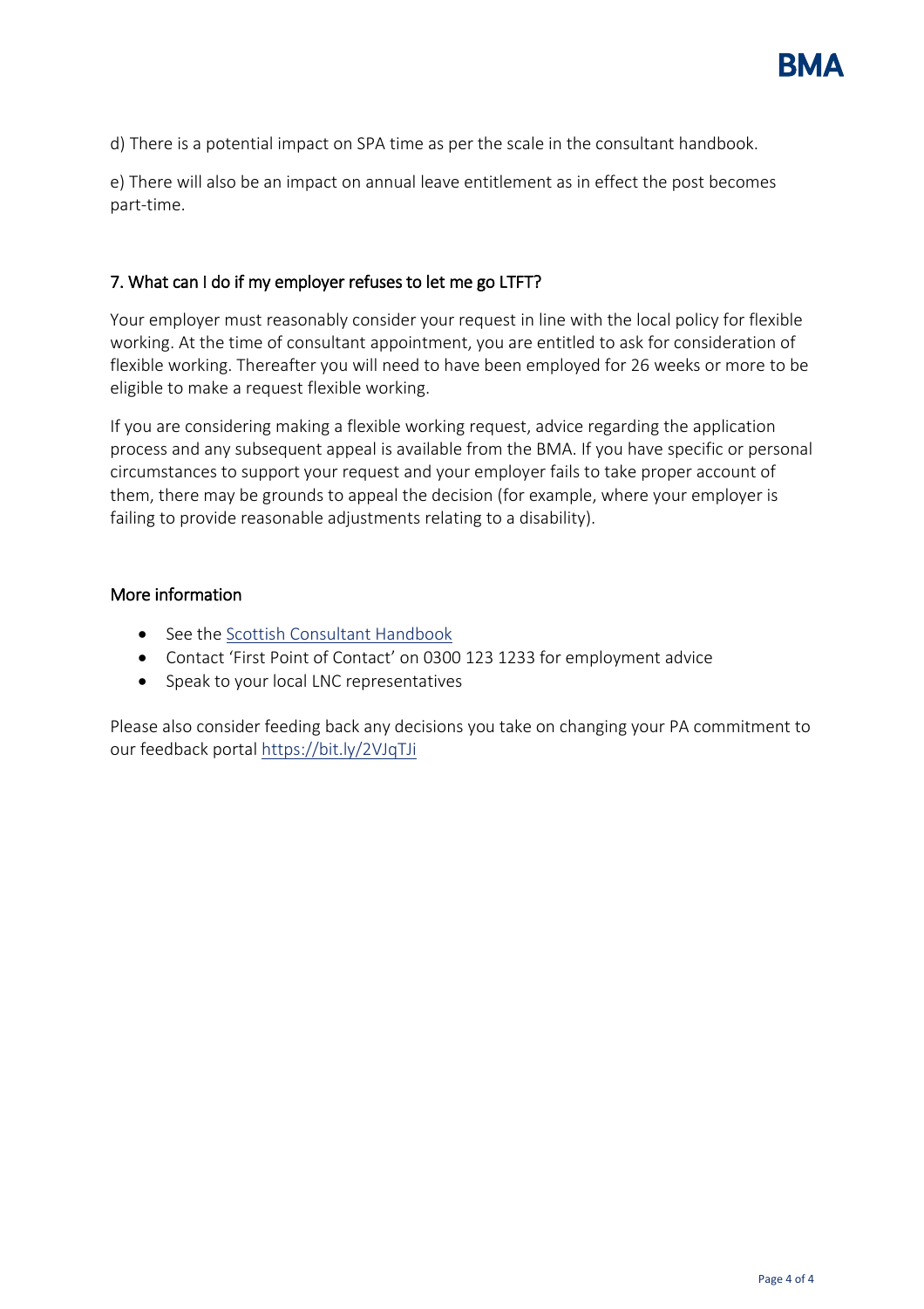d) There is a potential impact on SPA time as per the scale in the consultant handbook.

e) There will also be an impact on annual leave entitlement as in effect the post becomes part-time.

## 7. What can I do if my employer refuses to let me go LTFT?

Your employer must reasonably consider your request in line with the local policy for flexible working. At the time of consultant appointment, you are entitled to ask for consideration of flexible working. Thereafter you will need to have been employed for 26 weeks or more to be eligible to make a request flexible working.

If you are considering making a flexible working request, advice regarding the application process and any subsequent appeal is available from the BMA. If you have specific or personal circumstances to support your request and your employer fails to take proper account of them, there may be grounds to appeal the decision (for example, where your employer is failing to provide reasonable adjustments relating to a disability).

## More information

- See the Scottish Consultant Handbook
- Contact 'First Point of Contact' on 0300 123 1233 for employment advice
- Speak to your local LNC representatives

Please also consider feeding back any decisions you take on changing your PA commitment to our feedback portal https://bit.ly/2VJqTJi